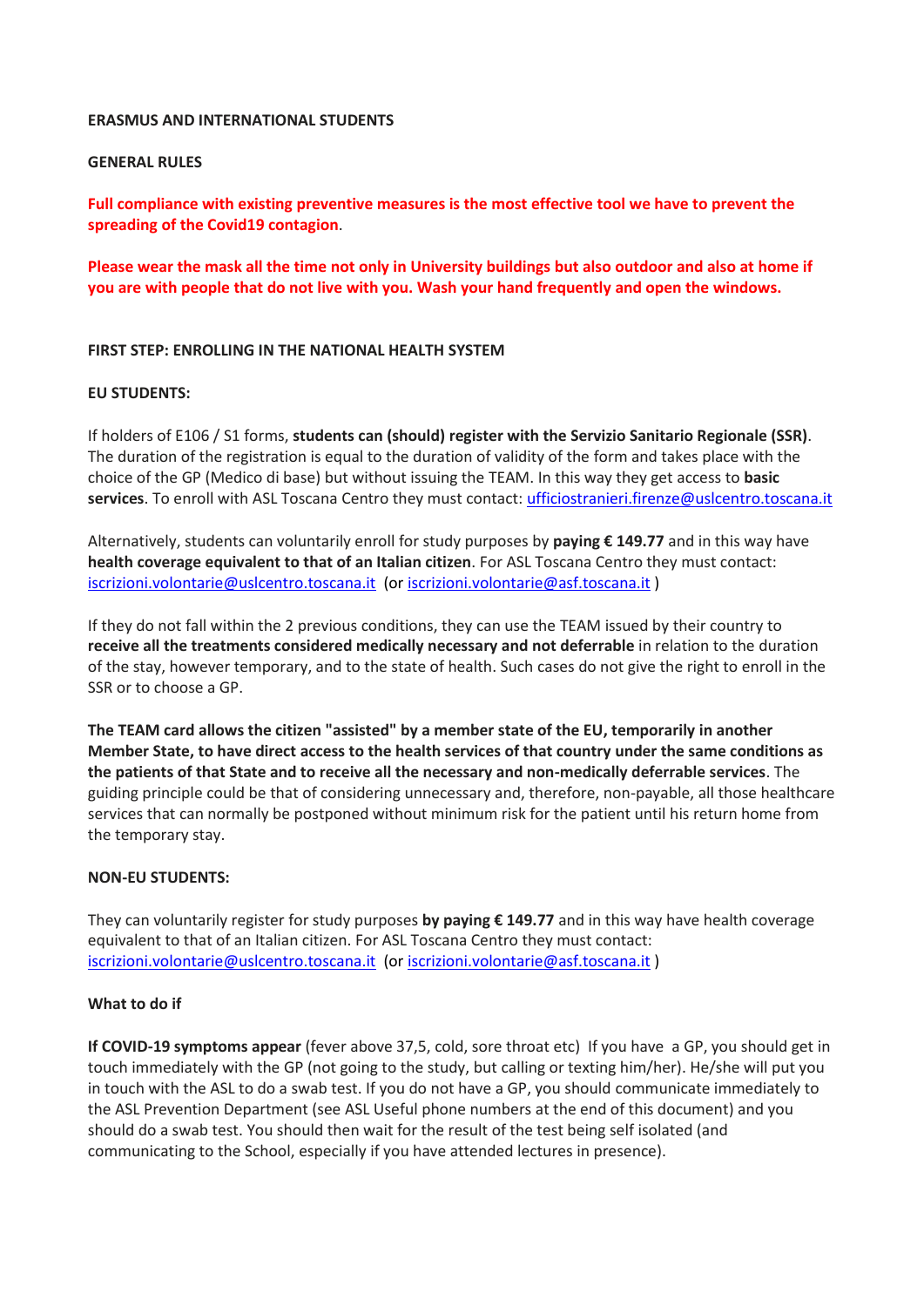**ERASMUS AND INTERNATIONAL STUDENTS**

**GENERAL RULES**

**Full compliance with existing preventive measures is the most effective tool we have to prevent the spreading of the Covid19 contagion**.

**Please wear the mask all the time not only in University buildings but also outdoor and also at home if you are with people that do not live with you. Wash your hand frequently and open the windows.**

**FIRST STEP: ENROLLING IN THE NATIONAL HEALTH SYSTEM**

**EU STUDENTS:**

If holders of E106 / S1 forms, **students can (should) register with the Servizio Sanitario Regionale (SSR)**. The duration of the registration is equal to the duration of validity of the form and takes place with the choice of the GP (Medico di base) but without issuing the TEAM. In this way they get access to **basic services**. To enroll with ASL Toscana Centro they must contact: ufficiostranieri.firenze@uslcentro.toscana.it

Alternatively, students can voluntarily enroll for study purposes by **paying € 149.77** and in this way have **health coverage equivalent to that of an Italian citizen**. For ASL Toscana Centro they must contact: iscrizioni.volontarie@uslcentro.toscana.it (or iscrizioni.volontarie@asf.toscana.it )

If they do not fall within the 2 previous conditions, they can use the TEAM issued by their country to **receive all the treatments considered medically necessary and not deferrable** in relation to the duration of the stay, however temporary, and to the state of health. Such cases do not give the right to enroll in the SSR or to choose a GP.

**The TEAM card allows the citizen "assisted" by a member state of the EU, temporarily in another Member State, to have direct access to the health services of that country under the same conditions as the patients of that State and to receive all the necessary and non-medically deferrable services**. The guiding principle could be that of considering unnecessary and, therefore, non-payable, all those healthcare services that can normally be postponed without minimum risk for the patient until his return home from the temporary stay.

**NON-EU STUDENTS:**

They can voluntarily register for study purposes **by paying € 149.77** and in this way have health coverage equivalent to that of an Italian citizen. For ASL Toscana Centro they must contact: iscrizioni.volontarie@uslcentro.toscana.it (or iscrizioni.volontarie@asf.toscana.it )

**What to do if**

**If COVID-19 symptoms appear** (fever above 37,5, cold, sore throat etc) If you have a GP, you should get in touch immediately with the GP (not going to the study, but calling or texting him/her). He/she will put you in touch with the ASL to do a swab test. If you do not have a GP, you should communicate immediately to the ASL Prevention Department (see ASL Useful phone numbers at the end of this document) and you should do a swab test. You should then wait for the result of the test being self isolated (and communicating to the School, especially if you have attended lectures in presence).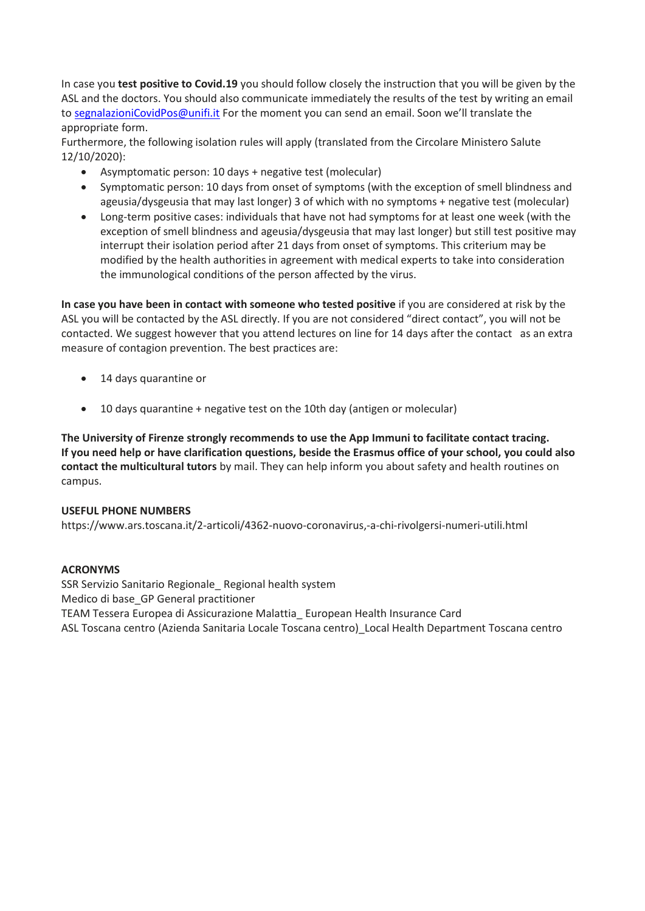In case you **test positive to Covid.19** you should follow closely the instruction that you will be given by the ASL and the doctors. You should also communicate immediately the results of the test by writing an email to segnalazioniCovidPos@unifi.it For the moment you can send an email. Soon we'll translate the appropriate form.

Furthermore, the following isolation rules will apply (translated from the Circolare Ministero Salute 12/10/2020):

- Asymptomatic person: 10 days + negative test (molecular)
- Symptomatic person: 10 days from onset of symptoms (with the exception of smell blindness and ageusia/dysgeusia that may last longer) 3 of which with no symptoms + negative test (molecular)
- Long-term positive cases: individuals that have not had symptoms for at least one week (with the exception of smell blindness and ageusia/dysgeusia that may last longer) but still test positive may interrupt their isolation period after 21 days from onset of symptoms. This criterium may be modified by the health authorities in agreement with medical experts to take into consideration the immunological conditions of the person affected by the virus.

**In case you have been in contact with someone who tested positive** if you are considered at risk by the ASL you will be contacted by the ASL directly. If you are not considered "direct contact", you will not be contacted. We suggest however that you attend lectures on line for 14 days after the contact as an extra measure of contagion prevention. The best practices are:

- 14 days quarantine or
- 10 days quarantine + negative test on the 10th day (antigen or molecular)

**The University of Firenze strongly recommends to use the App Immuni to facilitate contact tracing.**
**If you need help or have clarification questions, beside the Erasmus office of your school, you could also contact the multicultural tutors** by mail. They can help inform you about safety and health routines on campus.

**USEFUL PHONE NUMBERS**

https://www.ars.toscana.it/2-articoli/4362-nuovo-coronavirus,-a-chi-rivolgersi-numeri-utili.html

**ACRONYMS**

SSR Servizio Sanitario Regionale_ Regional health system
Medico di base_GP General practitioner
TEAM Tessera Europea di Assicurazione Malattia_ European Health Insurance Card
ASL Toscana centro (Azienda Sanitaria Locale Toscana centro)_Local Health Department Toscana centro